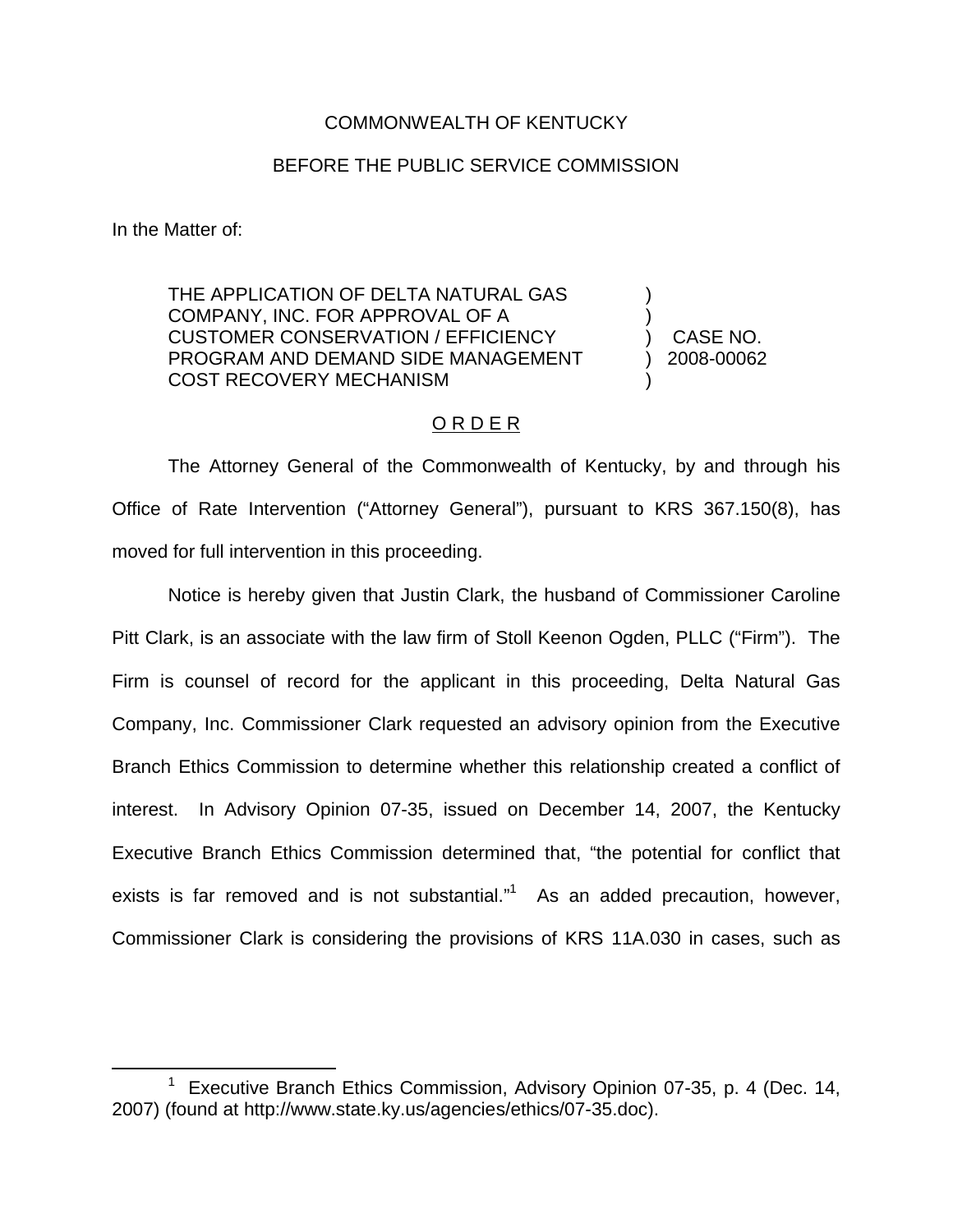COMMONWEALTH OF KENTUCKY

BEFORE THE PUBLIC SERVICE COMMISSION

In the Matter of:

| | | |
|---|---|---|
| THE APPLICATION OF DELTA NATURAL GAS COMPANY, INC. FOR APPROVAL OF A CUSTOMER CONSERVATION / EFFICIENCY PROGRAM AND DEMAND SIDE MANAGEMENT COST RECOVERY MECHANISM | ) ) ) ) ) | CASE NO. 2008-00062 |

## O R D E R

The Attorney General of the Commonwealth of Kentucky, by and through his Office of Rate Intervention ("Attorney General"), pursuant to KRS 367.150(8), has moved for full intervention in this proceeding.

Notice is hereby given that Justin Clark, the husband of Commissioner Caroline Pitt Clark, is an associate with the law firm of Stoll Keenon Ogden, PLLC ("Firm"). The Firm is counsel of record for the applicant in this proceeding, Delta Natural Gas Company, Inc. Commissioner Clark requested an advisory opinion from the Executive Branch Ethics Commission to determine whether this relationship created a conflict of interest. In Advisory Opinion 07-35, issued on December 14, 2007, the Kentucky Executive Branch Ethics Commission determined that, "the potential for conflict that exists is far removed and is not substantial."[1] As an added precaution, however, Commissioner Clark is considering the provisions of KRS 11A.030 in cases, such as

[1] Executive Branch Ethics Commission, Advisory Opinion 07-35, p. 4 (Dec. 14, 2007) (found at http://www.state.ky.us/agencies/ethics/07-35.doc).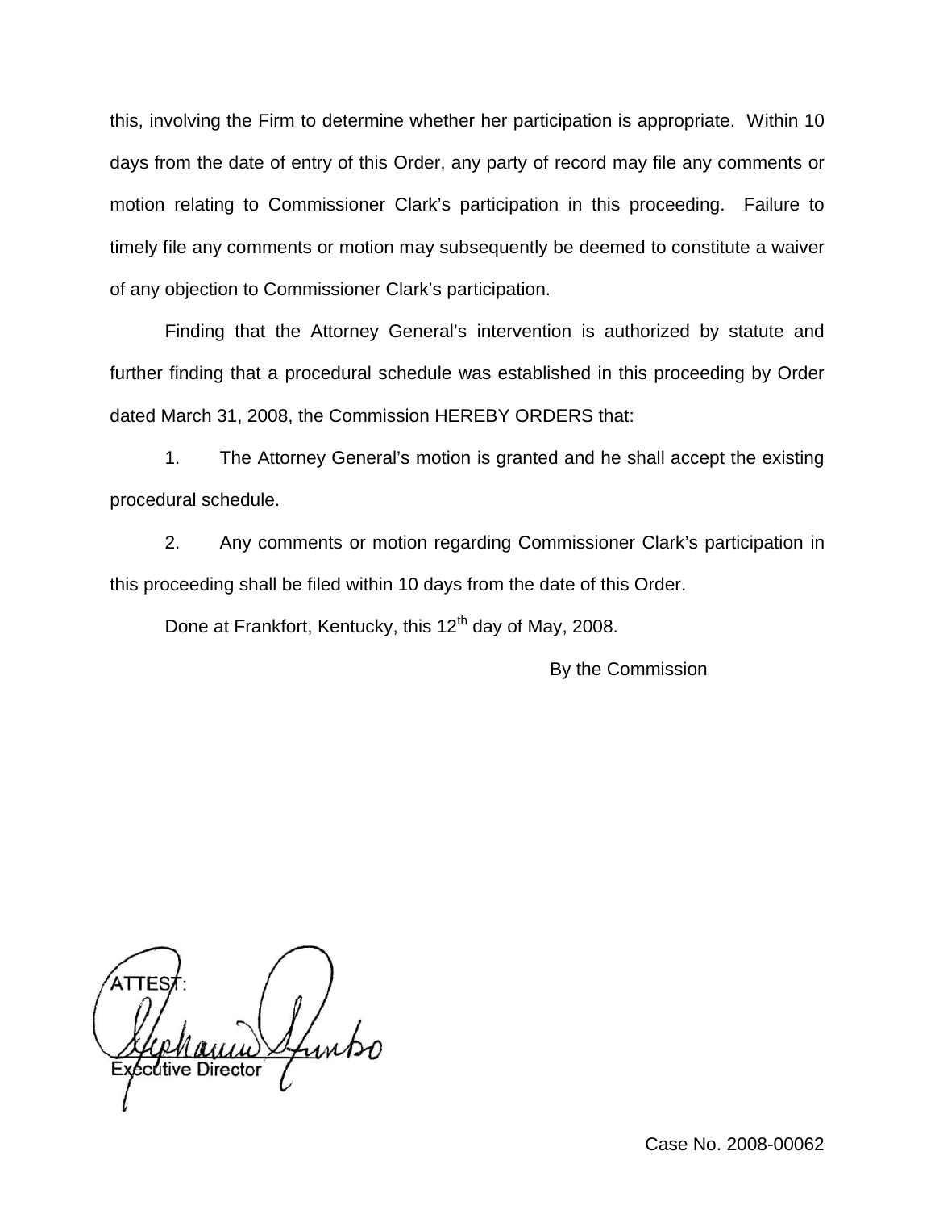this, involving the Firm to determine whether her participation is appropriate. Within 10 days from the date of entry of this Order, any party of record may file any comments or motion relating to Commissioner Clark's participation in this proceeding. Failure to timely file any comments or motion may subsequently be deemed to constitute a waiver of any objection to Commissioner Clark's participation.

Finding that the Attorney General's intervention is authorized by statute and further finding that a procedural schedule was established in this proceeding by Order dated March 31, 2008, the Commission HEREBY ORDERS that:

1. The Attorney General's motion is granted and he shall accept the existing procedural schedule.

2. Any comments or motion regarding Commissioner Clark's participation in this proceeding shall be filed within 10 days from the date of this Order.

Done at Frankfort, Kentucky, this 12th day of May, 2008.

By the Commission

ATTEST:

Executive Director

Case No. 2008-00062